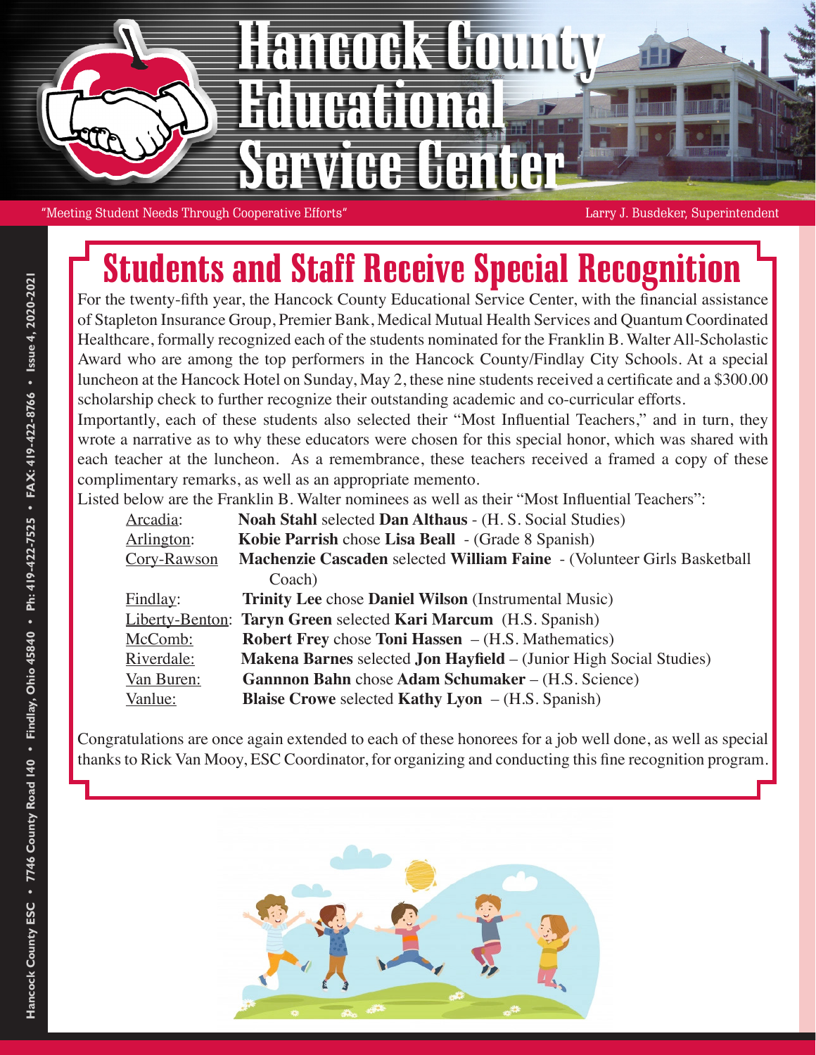# Hancock County Educational Service Center

"Meeting Student Needs Through Cooperative Efforts"

Larry J. Busdeker, Superintendent

## Students and Staff Receive Special Recognition

For the twenty-fifth year, the Hancock County Educational Service Center, with the financial assistance of Stapleton Insurance Group, Premier Bank, Medical Mutual Health Services and Quantum Coordinated Healthcare, formally recognized each of the students nominated for the Franklin B. Walter All-Scholastic Award who are among the top performers in the Hancock County/Findlay City Schools. At a special luncheon at the Hancock Hotel on Sunday, May 2, these nine students received a certificate and a $300.00 scholarship check to further recognize their outstanding academic and co-curricular efforts.

Importantly, each of these students also selected their "Most Influential Teachers," and in turn, they wrote a narrative as to why these educators were chosen for this special honor, which was shared with each teacher at the luncheon. As a remembrance, these teachers received a framed a copy of these complimentary remarks, as well as an appropriate memento.

Listed below are the Franklin B. Walter nominees as well as their "Most Influential Teachers":

| | |
|---|---|
| Arcadia: | **Noah Stahl** selected **Dan Althaus** - (H. S. Social Studies) |
| Arlington: | **Kobie Parrish** chose **Lisa Beall** - (Grade 8 Spanish) |
| Cory-Rawson | **Machenzie Cascaden** selected **William Faine** - (Volunteer Girls Basketball Coach) |
| Findlay: | **Trinity Lee** chose **Daniel Wilson** (Instrumental Music) |
| Liberty-Benton: | **Taryn Green** selected **Kari Marcum** (H.S. Spanish) |
| McComb: | **Robert Frey** chose **Toni Hassen** – (H.S. Mathematics) |
| Riverdale: | **Makena Barnes** selected **Jon Hayfield** – (Junior High Social Studies) |
| Van Buren: | **Gannnon Bahn** chose **Adam Schumaker** – (H.S. Science) |
| Vanlue: | **Blaise Crowe** selected **Kathy Lyon** – (H.S. Spanish) |

Congratulations are once again extended to each of these honorees for a job well done, as well as special thanks to Rick Van Mooy, ESC Coordinator, for organizing and conducting this fine recognition program.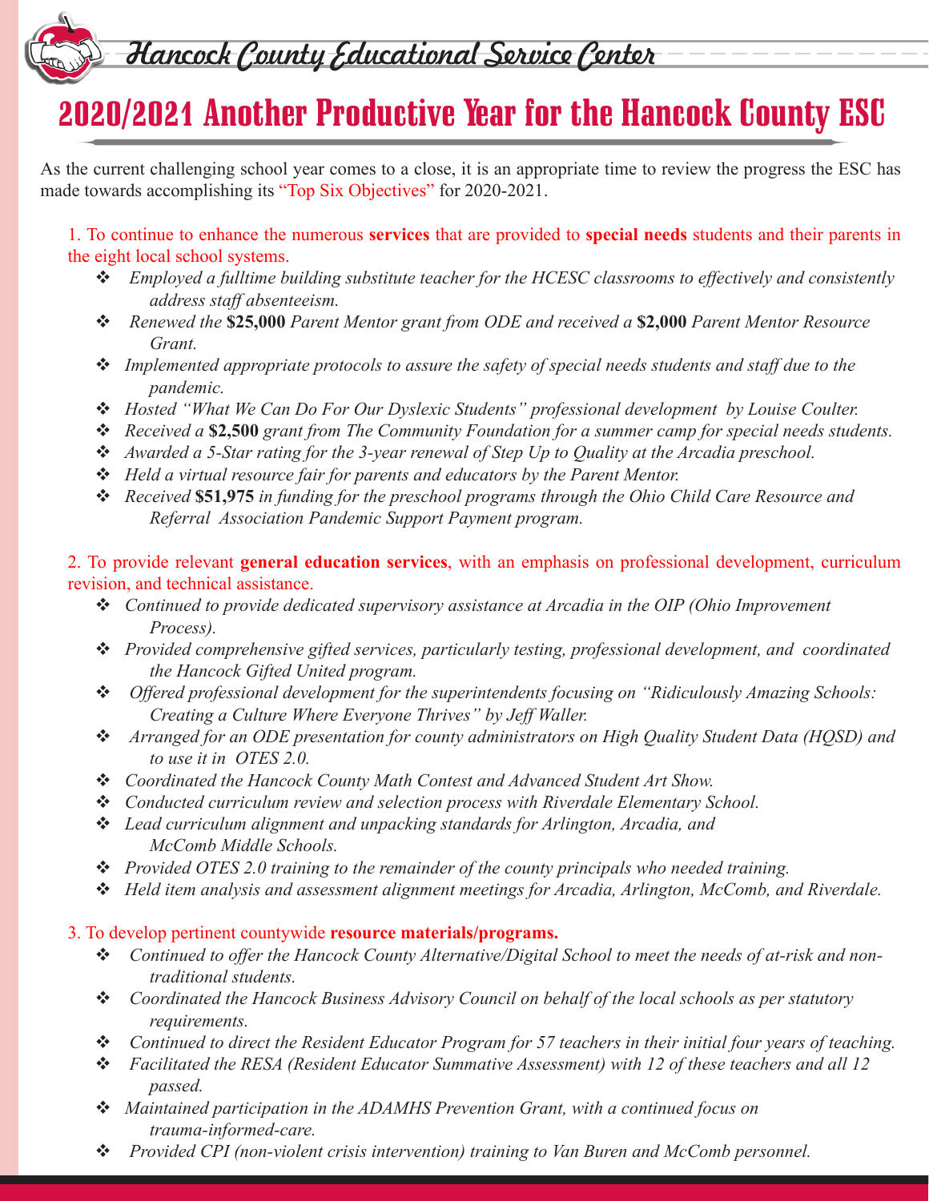Hancock County Educational Service Center

# 2020/2021 Another Productive Year for the Hancock County ESC

As the current challenging school year comes to a close, it is an appropriate time to review the progress the ESC has made towards accomplishing its "Top Six Objectives" for 2020-2021.

1. To continue to enhance the numerous **services** that are provided to **special needs** students and their parents in the eight local school systems.

- *Employed a fulltime building substitute teacher for the HCESC classrooms to effectively and consistently address staff absenteeism.*
- *Renewed the* **$25,000** *Parent Mentor grant from ODE and received a* **$2,000** *Parent Mentor Resource Grant.*
- *Implemented appropriate protocols to assure the safety of special needs students and staff due to the pandemic.*
- *Hosted "What We Can Do For Our Dyslexic Students" professional development by Louise Coulter.*
- *Received a* **$2,500** *grant from The Community Foundation for a summer camp for special needs students.*
- *Awarded a 5-Star rating for the 3-year renewal of Step Up to Quality at the Arcadia preschool.*
- *Held a virtual resource fair for parents and educators by the Parent Mentor.*
- *Received* **$51,975** *in funding for the preschool programs through the Ohio Child Care Resource and Referral Association Pandemic Support Payment program.*

2. To provide relevant **general education services**, with an emphasis on professional development, curriculum revision, and technical assistance.

- *Continued to provide dedicated supervisory assistance at Arcadia in the OIP (Ohio Improvement Process).*
- *Provided comprehensive gifted services, particularly testing, professional development, and coordinated the Hancock Gifted United program.*
- *Offered professional development for the superintendents focusing on "Ridiculously Amazing Schools: Creating a Culture Where Everyone Thrives" by Jeff Waller.*
- *Arranged for an ODE presentation for county administrators on High Quality Student Data (HQSD) and to use it in OTES 2.0.*
- *Coordinated the Hancock County Math Contest and Advanced Student Art Show.*
- *Conducted curriculum review and selection process with Riverdale Elementary School.*
- *Lead curriculum alignment and unpacking standards for Arlington, Arcadia, and McComb Middle Schools.*
- *Provided OTES 2.0 training to the remainder of the county principals who needed training.*
- *Held item analysis and assessment alignment meetings for Arcadia, Arlington, McComb, and Riverdale.*

3. To develop pertinent countywide **resource materials/programs.**

- *Continued to offer the Hancock County Alternative/Digital School to meet the needs of at-risk and non-traditional students.*
- *Coordinated the Hancock Business Advisory Council on behalf of the local schools as per statutory requirements.*
- *Continued to direct the Resident Educator Program for 57 teachers in their initial four years of teaching.*
- *Facilitated the RESA (Resident Educator Summative Assessment) with 12 of these teachers and all 12 passed.*
- *Maintained participation in the ADAMHS Prevention Grant, with a continued focus on trauma-informed-care.*
- *Provided CPI (non-violent crisis intervention) training to Van Buren and McComb personnel.*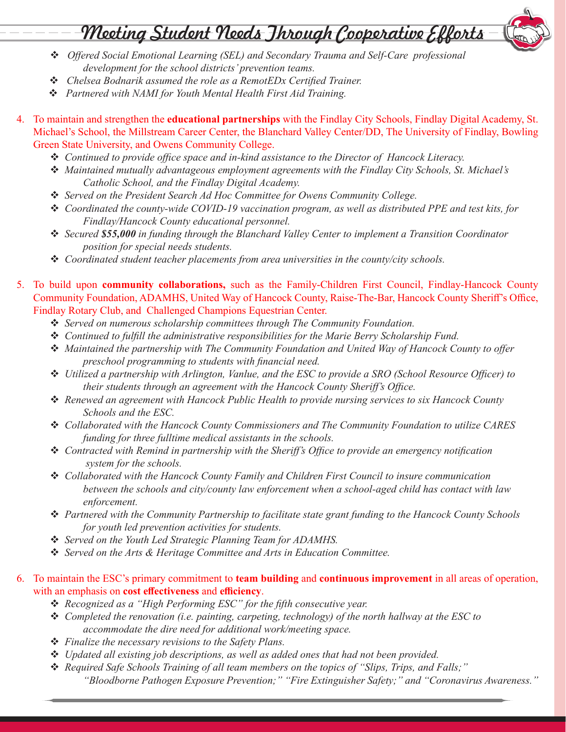# Meeting Student Needs Through Cooperative Efforts

- *Offered Social Emotional Learning (SEL) and Secondary Trauma and Self-Care professional development for the school districts' prevention teams.*
- *Chelsea Bodnarik assumed the role as a RemotEDx Certified Trainer.*
- *Partnered with NAMI for Youth Mental Health First Aid Training.*

4. To maintain and strengthen the **educational partnerships** with the Findlay City Schools, Findlay Digital Academy, St. Michael's School, the Millstream Career Center, the Blanchard Valley Center/DD, The University of Findlay, Bowling Green State University, and Owens Community College.
   - *Continued to provide office space and in-kind assistance to the Director of Hancock Literacy.*
   - *Maintained mutually advantageous employment agreements with the Findlay City Schools, St. Michael's Catholic School, and the Findlay Digital Academy.*
   - *Served on the President Search Ad Hoc Committee for Owens Community College.*
   - *Coordinated the county-wide COVID-19 vaccination program, as well as distributed PPE and test kits, for Findlay/Hancock County educational personnel.*
   - *Secured **$55,000** in funding through the Blanchard Valley Center to implement a Transition Coordinator position for special needs students.*
   - *Coordinated student teacher placements from area universities in the county/city schools.*

5. To build upon **community collaborations,** such as the Family-Children First Council, Findlay-Hancock County Community Foundation, ADAMHS, United Way of Hancock County, Raise-The-Bar, Hancock County Sheriff's Office, Findlay Rotary Club, and Challenged Champions Equestrian Center.
   - *Served on numerous scholarship committees through The Community Foundation.*
   - *Continued to fulfill the administrative responsibilities for the Marie Berry Scholarship Fund.*
   - *Maintained the partnership with The Community Foundation and United Way of Hancock County to offer preschool programming to students with financial need.*
   - *Utilized a partnership with Arlington, Vanlue, and the ESC to provide a SRO (School Resource Officer) to their students through an agreement with the Hancock County Sheriff's Office.*
   - *Renewed an agreement with Hancock Public Health to provide nursing services to six Hancock County Schools and the ESC.*
   - *Collaborated with the Hancock County Commissioners and The Community Foundation to utilize CARES funding for three fulltime medical assistants in the schools.*
   - *Contracted with Remind in partnership with the Sheriff's Office to provide an emergency notification system for the schools.*
   - *Collaborated with the Hancock County Family and Children First Council to insure communication between the schools and city/county law enforcement when a school-aged child has contact with law enforcement.*
   - *Partnered with the Community Partnership to facilitate state grant funding to the Hancock County Schools for youth led prevention activities for students.*
   - *Served on the Youth Led Strategic Planning Team for ADAMHS.*
   - *Served on the Arts & Heritage Committee and Arts in Education Committee.*

6. To maintain the ESC's primary commitment to **team building** and **continuous improvement** in all areas of operation, with an emphasis on **cost effectiveness** and **efficiency**.
   - *Recognized as a "High Performing ESC" for the fifth consecutive year.*
   - *Completed the renovation (i.e. painting, carpeting, technology) of the north hallway at the ESC to accommodate the dire need for additional work/meeting space.*
   - *Finalize the necessary revisions to the Safety Plans.*
   - *Updated all existing job descriptions, as well as added ones that had not been provided.*
   - *Required Safe Schools Training of all team members on the topics of "Slips, Trips, and Falls;" "Bloodborne Pathogen Exposure Prevention;" "Fire Extinguisher Safety;" and "Coronavirus Awareness."*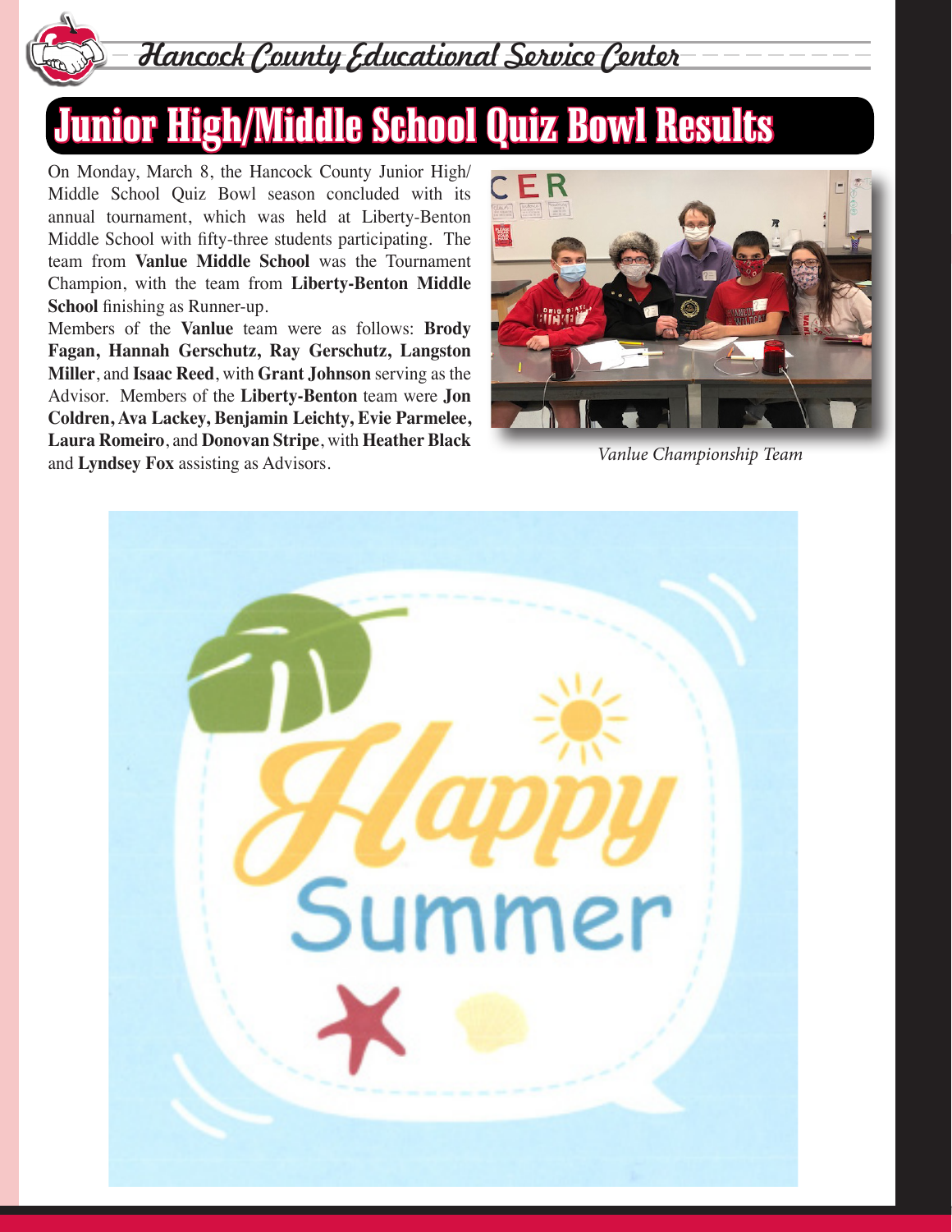# Junior High/Middle School Quiz Bowl Results

On Monday, March 8, the Hancock County Junior High/ Middle School Quiz Bowl season concluded with its annual tournament, which was held at Liberty-Benton Middle School with fifty-three students participating. The team from **Vanlue Middle School** was the Tournament Champion, with the team from **Liberty-Benton Middle School** finishing as Runner-up.

Members of the **Vanlue** team were as follows: **Brody Fagan, Hannah Gerschutz, Ray Gerschutz, Langston Miller**, and **Isaac Reed**, with **Grant Johnson** serving as the Advisor. Members of the **Liberty-Benton** team were **Jon Coldren, Ava Lackey, Benjamin Leichty, Evie Parmelee, Laura Romeiro**, and **Donovan Stripe**, with **Heather Black** and **Lyndsey Fox** assisting as Advisors.

*Vanlue Championship Team*